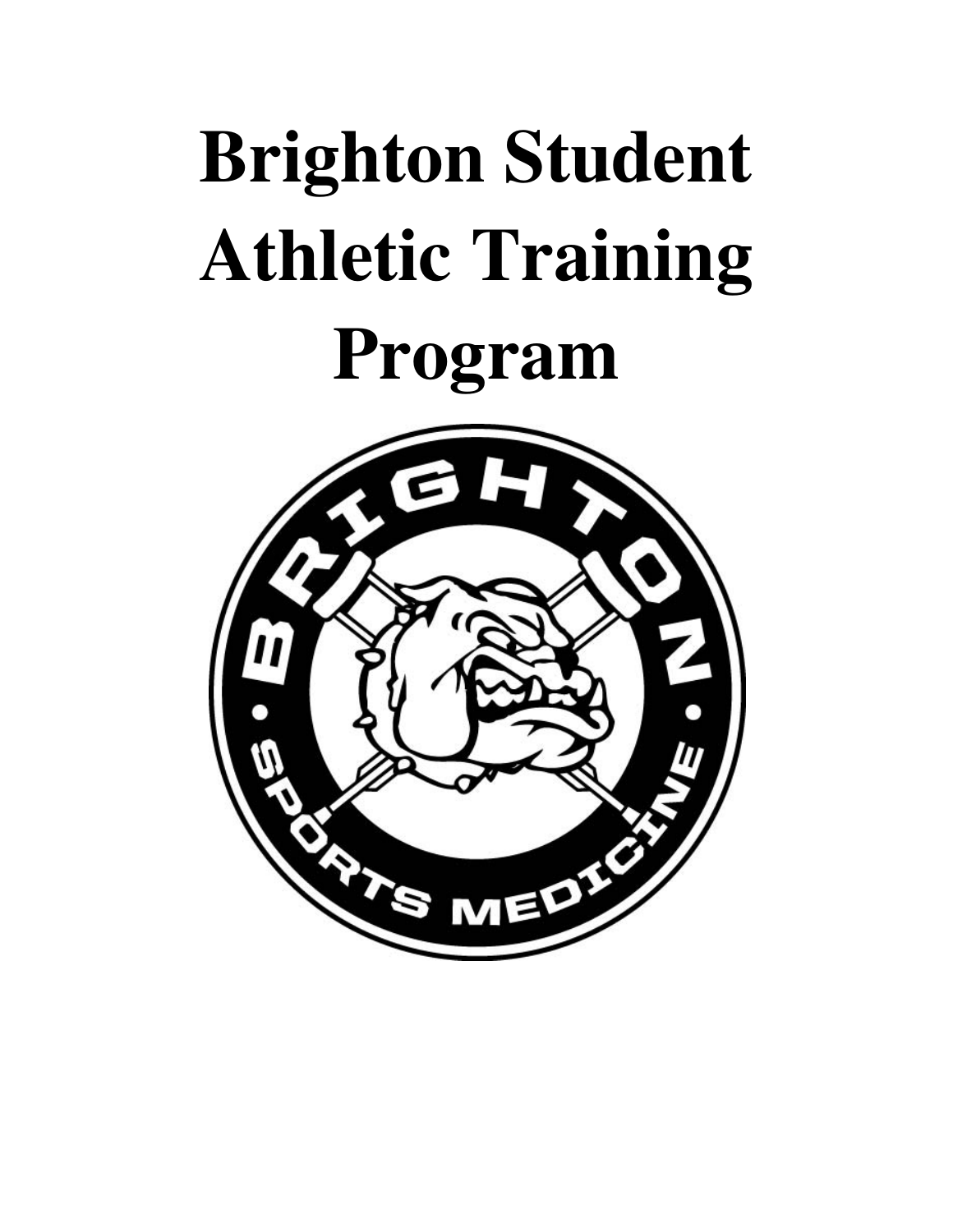# Brighton Student Athletic Training Program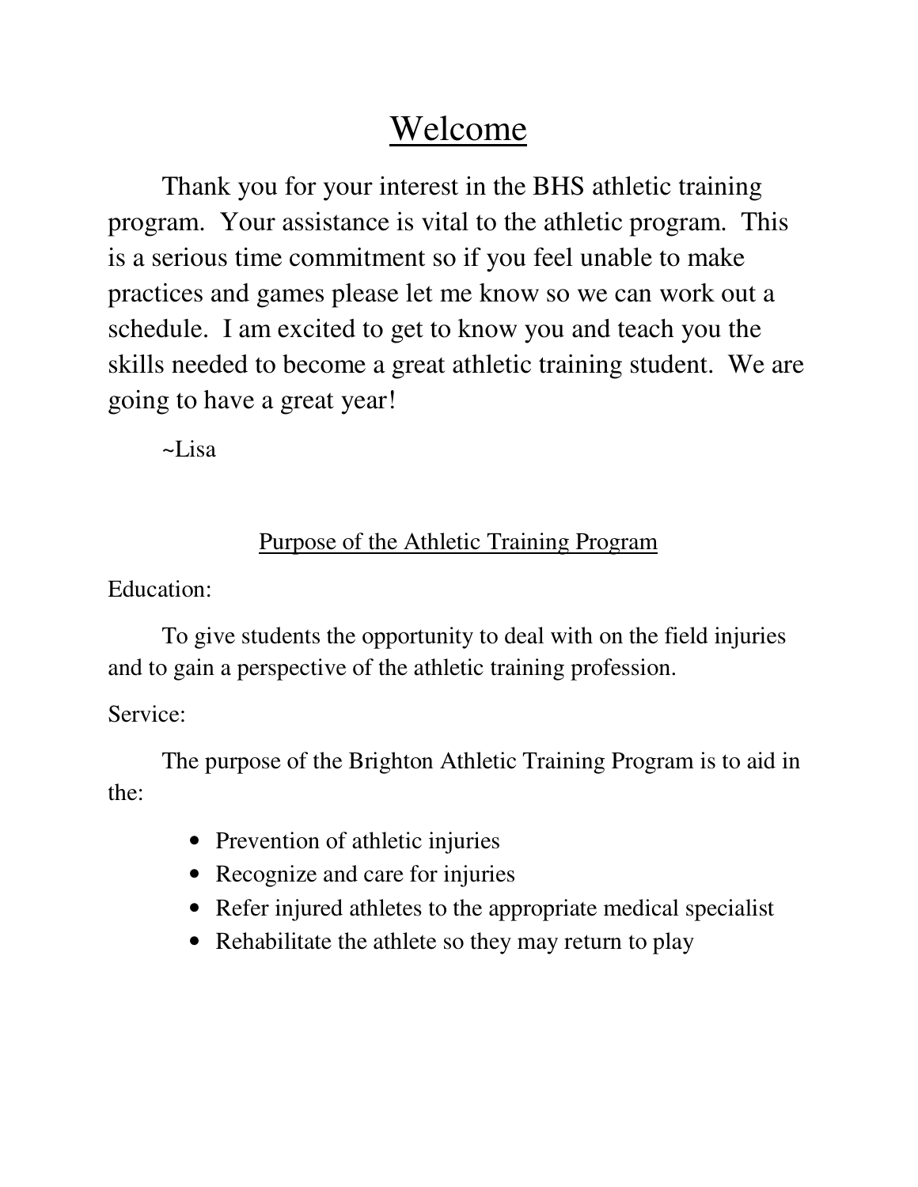# Welcome

Thank you for your interest in the BHS athletic training program. Your assistance is vital to the athletic program. This is a serious time commitment so if you feel unable to make practices and games please let me know so we can work out a schedule. I am excited to get to know you and teach you the skills needed to become a great athletic training student. We are going to have a great year!

~Lisa

## Purpose of the Athletic Training Program

Education:

To give students the opportunity to deal with on the field injuries and to gain a perspective of the athletic training profession.

Service:

The purpose of the Brighton Athletic Training Program is to aid in the:

- Prevention of athletic injuries
- Recognize and care for injuries
- Refer injured athletes to the appropriate medical specialist
- Rehabilitate the athlete so they may return to play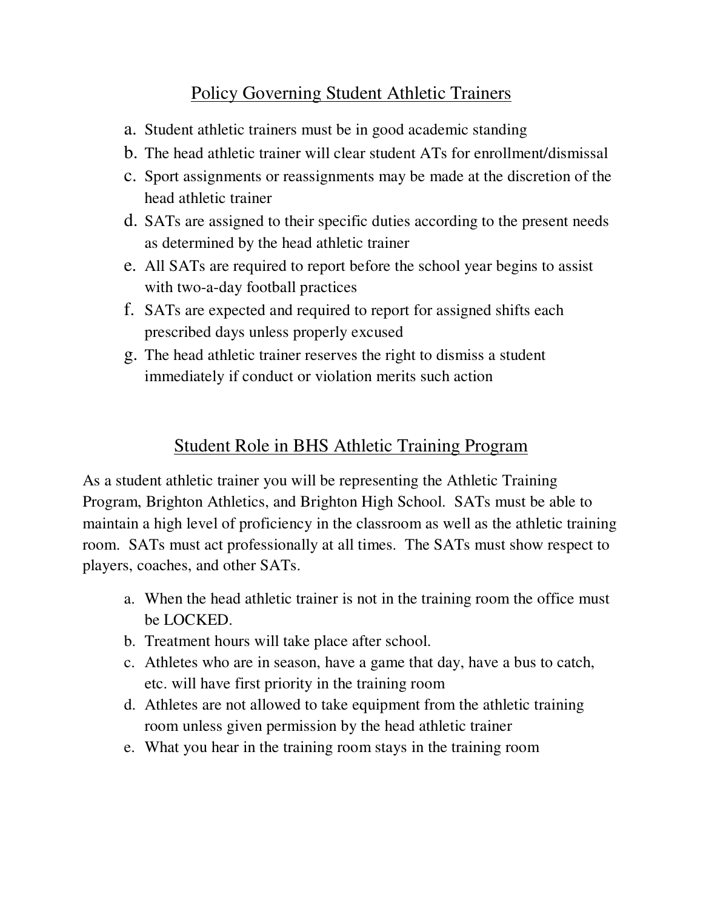## Policy Governing Student Athletic Trainers

a. Student athletic trainers must be in good academic standing
b. The head athletic trainer will clear student ATs for enrollment/dismissal
c. Sport assignments or reassignments may be made at the discretion of the head athletic trainer
d. SATs are assigned to their specific duties according to the present needs as determined by the head athletic trainer
e. All SATs are required to report before the school year begins to assist with two-a-day football practices
f. SATs are expected and required to report for assigned shifts each prescribed days unless properly excused
g. The head athletic trainer reserves the right to dismiss a student immediately if conduct or violation merits such action

## Student Role in BHS Athletic Training Program

As a student athletic trainer you will be representing the Athletic Training Program, Brighton Athletics, and Brighton High School. SATs must be able to maintain a high level of proficiency in the classroom as well as the athletic training room. SATs must act professionally at all times. The SATs must show respect to players, coaches, and other SATs.

a. When the head athletic trainer is not in the training room the office must be LOCKED.
b. Treatment hours will take place after school.
c. Athletes who are in season, have a game that day, have a bus to catch, etc. will have first priority in the training room
d. Athletes are not allowed to take equipment from the athletic training room unless given permission by the head athletic trainer
e. What you hear in the training room stays in the training room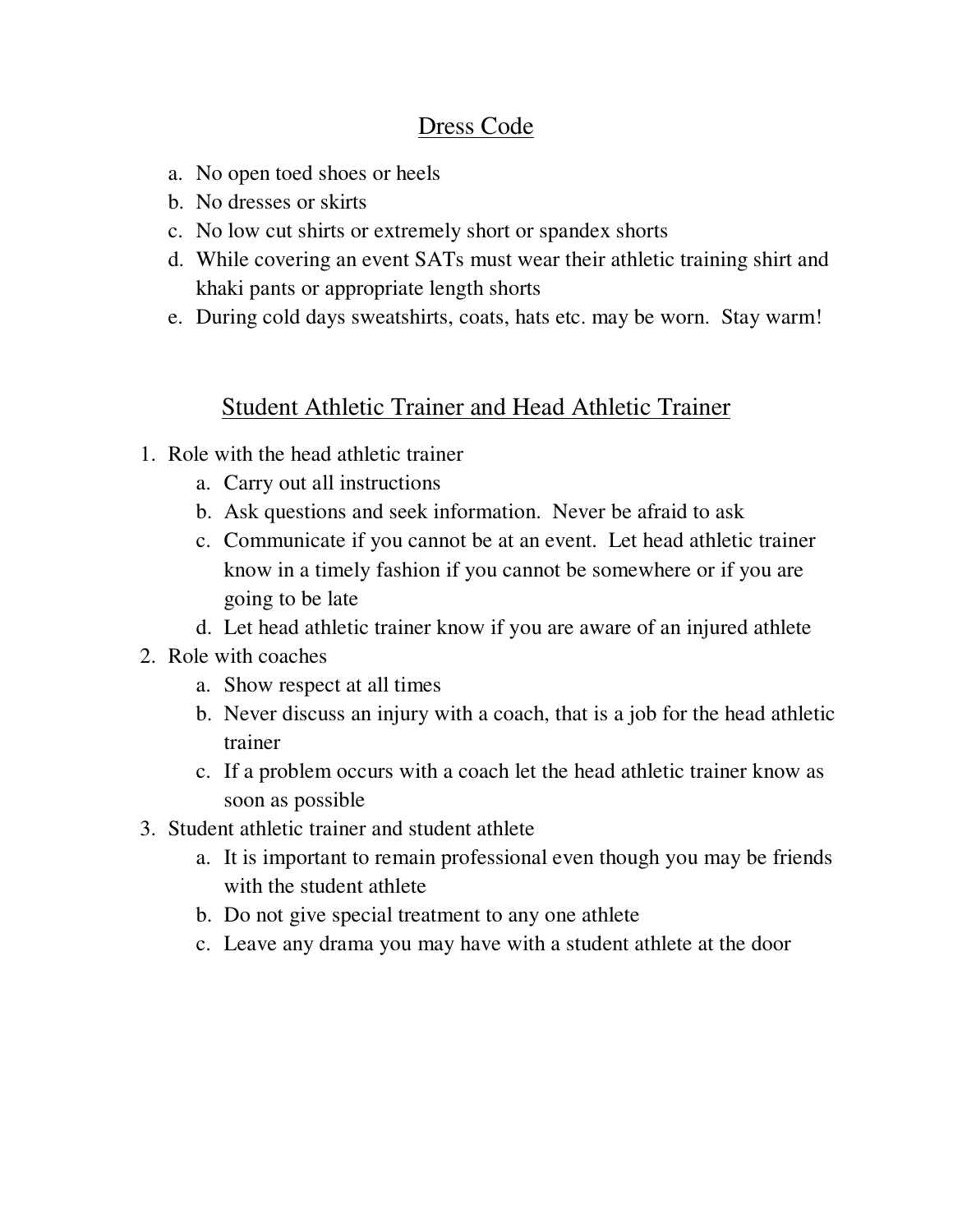## Dress Code

a. No open toed shoes or heels
b. No dresses or skirts
c. No low cut shirts or extremely short or spandex shorts
d. While covering an event SATs must wear their athletic training shirt and khaki pants or appropriate length shorts
e. During cold days sweatshirts, coats, hats etc. may be worn. Stay warm!

## Student Athletic Trainer and Head Athletic Trainer

1. Role with the head athletic trainer
   a. Carry out all instructions
   b. Ask questions and seek information. Never be afraid to ask
   c. Communicate if you cannot be at an event. Let head athletic trainer know in a timely fashion if you cannot be somewhere or if you are going to be late
   d. Let head athletic trainer know if you are aware of an injured athlete
2. Role with coaches
   a. Show respect at all times
   b. Never discuss an injury with a coach, that is a job for the head athletic trainer
   c. If a problem occurs with a coach let the head athletic trainer know as soon as possible
3. Student athletic trainer and student athlete
   a. It is important to remain professional even though you may be friends with the student athlete
   b. Do not give special treatment to any one athlete
   c. Leave any drama you may have with a student athlete at the door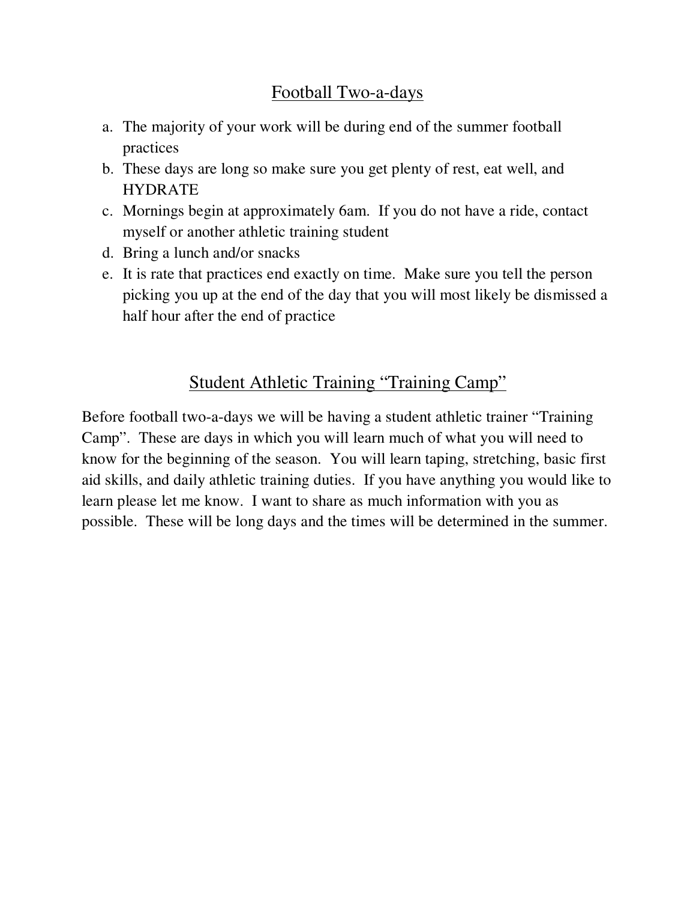## Football Two-a-days

a. The majority of your work will be during end of the summer football practices
b. These days are long so make sure you get plenty of rest, eat well, and HYDRATE
c. Mornings begin at approximately 6am. If you do not have a ride, contact myself or another athletic training student
d. Bring a lunch and/or snacks
e. It is rate that practices end exactly on time. Make sure you tell the person picking you up at the end of the day that you will most likely be dismissed a half hour after the end of practice

## Student Athletic Training "Training Camp"

Before football two-a-days we will be having a student athletic trainer "Training Camp". These are days in which you will learn much of what you will need to know for the beginning of the season. You will learn taping, stretching, basic first aid skills, and daily athletic training duties. If you have anything you would like to learn please let me know. I want to share as much information with you as possible. These will be long days and the times will be determined in the summer.